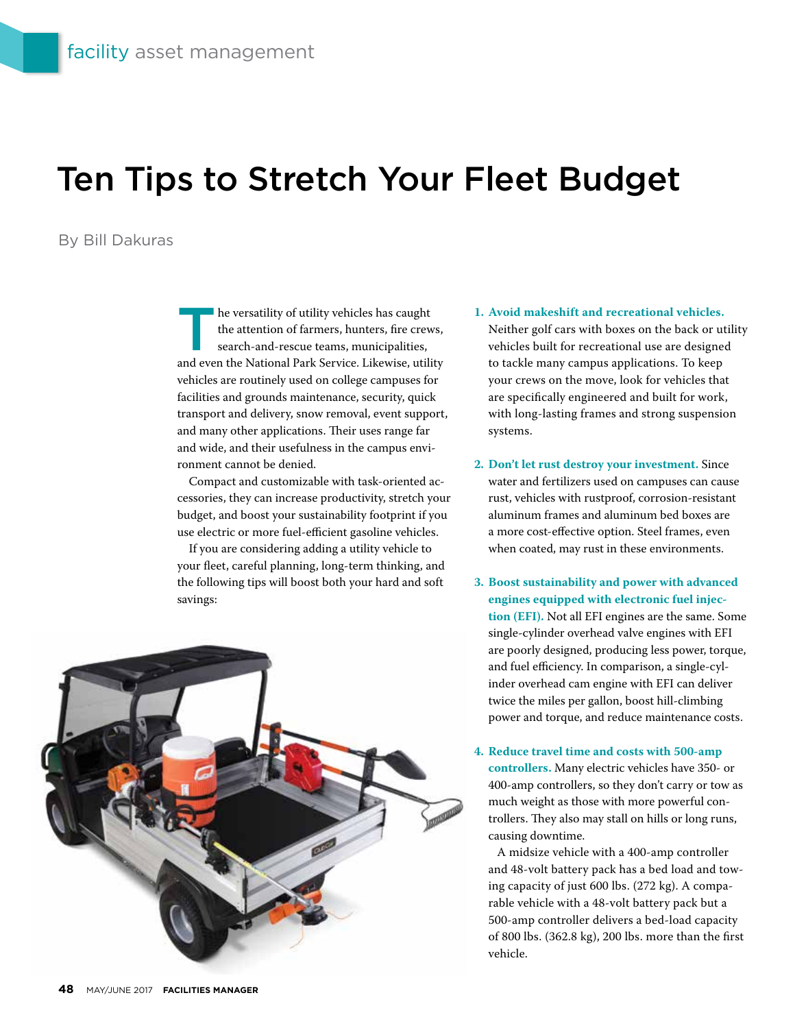facility asset management

# Ten Tips to Stretch Your Fleet Budget

By Bill Dakuras

The versatility of utility vehicles has caught the attention of farmers, hunters, fire crews, search-and-rescue teams, municipalities, and even the National Park Service. Likewise, utility vehicles are routinely used on college campuses for facilities and grounds maintenance, security, quick transport and delivery, snow removal, event support, and many other applications. Their uses range far and wide, and their usefulness in the campus environment cannot be denied.

Compact and customizable with task-oriented accessories, they can increase productivity, stretch your budget, and boost your sustainability footprint if you use electric or more fuel-efficient gasoline vehicles.

If you are considering adding a utility vehicle to your fleet, careful planning, long-term thinking, and the following tips will boost both your hard and soft savings:

1. **Avoid makeshift and recreational vehicles.** Neither golf cars with boxes on the back or utility vehicles built for recreational use are designed to tackle many campus applications. To keep your crews on the move, look for vehicles that are specifically engineered and built for work, with long-lasting frames and strong suspension systems.

2. **Don't let rust destroy your investment.** Since water and fertilizers used on campuses can cause rust, vehicles with rustproof, corrosion-resistant aluminum frames and aluminum bed boxes are a more cost-effective option. Steel frames, even when coated, may rust in these environments.

3. **Boost sustainability and power with advanced engines equipped with electronic fuel injection (EFI).** Not all EFI engines are the same. Some single-cylinder overhead valve engines with EFI are poorly designed, producing less power, torque, and fuel efficiency. In comparison, a single-cylinder overhead cam engine with EFI can deliver twice the miles per gallon, boost hill-climbing power and torque, and reduce maintenance costs.

4. **Reduce travel time and costs with 500-amp controllers.** Many electric vehicles have 350- or 400-amp controllers, so they don't carry or tow as much weight as those with more powerful controllers. They also may stall on hills or long runs, causing downtime.

   A midsize vehicle with a 400-amp controller and 48-volt battery pack has a bed load and towing capacity of just 600 lbs. (272 kg). A comparable vehicle with a 48-volt battery pack but a 500-amp controller delivers a bed-load capacity of 800 lbs. (362.8 kg), 200 lbs. more than the first vehicle.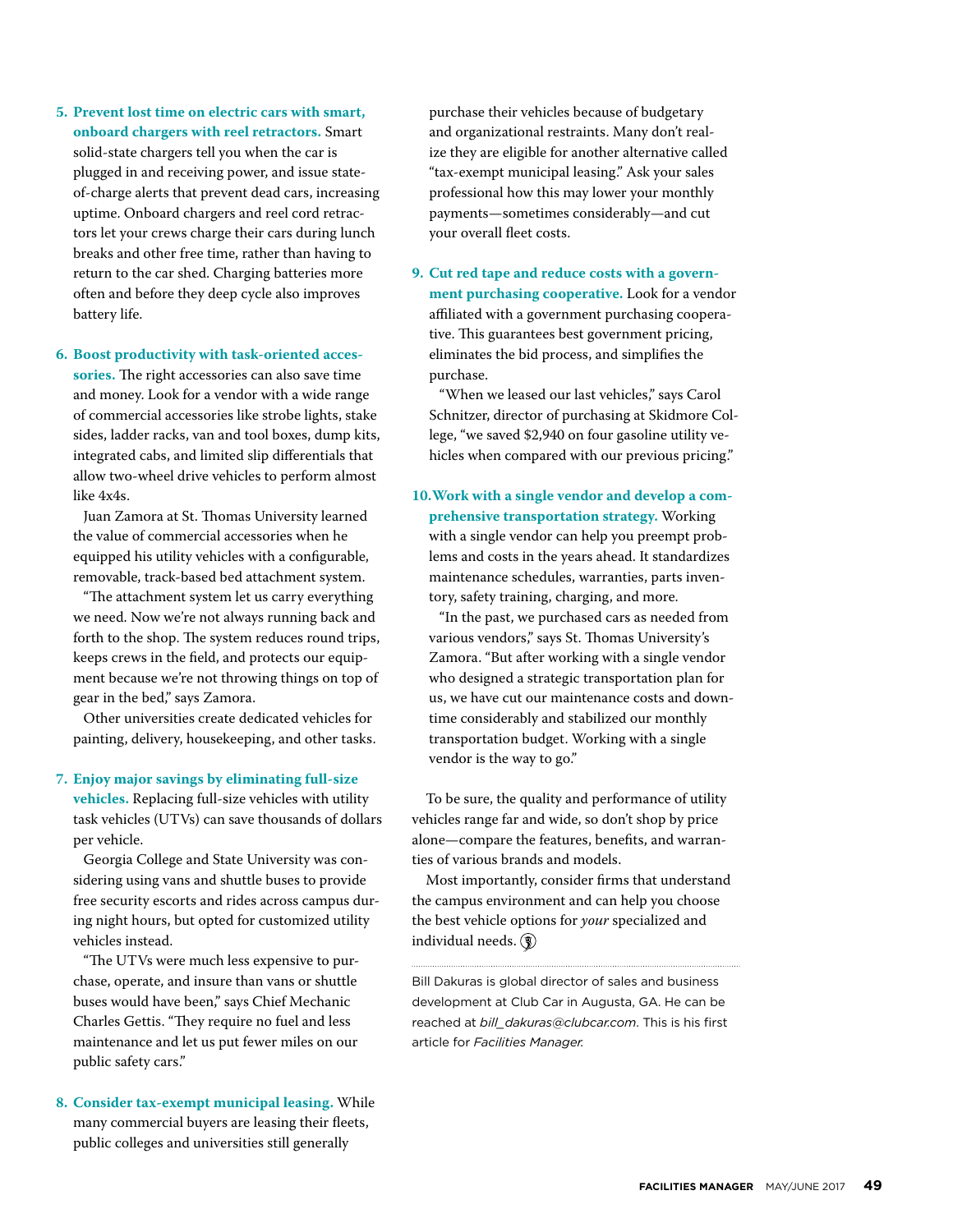5. **Prevent lost time on electric cars with smart, onboard chargers with reel retractors.** Smart solid-state chargers tell you when the car is plugged in and receiving power, and issue state-of-charge alerts that prevent dead cars, increasing uptime. Onboard chargers and reel cord retractors let your crews charge their cars during lunch breaks and other free time, rather than having to return to the car shed. Charging batteries more often and before they deep cycle also improves battery life.

6. **Boost productivity with task-oriented accessories.** The right accessories can also save time and money. Look for a vendor with a wide range of commercial accessories like strobe lights, stake sides, ladder racks, van and tool boxes, dump kits, integrated cabs, and limited slip differentials that allow two-wheel drive vehicles to perform almost like 4x4s.

   Juan Zamora at St. Thomas University learned the value of commercial accessories when he equipped his utility vehicles with a configurable, removable, track-based bed attachment system.

   "The attachment system let us carry everything we need. Now we're not always running back and forth to the shop. The system reduces round trips, keeps crews in the field, and protects our equipment because we're not throwing things on top of gear in the bed," says Zamora.

   Other universities create dedicated vehicles for painting, delivery, housekeeping, and other tasks.

7. **Enjoy major savings by eliminating full-size vehicles.** Replacing full-size vehicles with utility task vehicles (UTVs) can save thousands of dollars per vehicle.

   Georgia College and State University was considering using vans and shuttle buses to provide free security escorts and rides across campus during night hours, but opted for customized utility vehicles instead.

   "The UTVs were much less expensive to purchase, operate, and insure than vans or shuttle buses would have been," says Chief Mechanic Charles Gettis. "They require no fuel and less maintenance and let us put fewer miles on our public safety cars."

8. **Consider tax-exempt municipal leasing.** While many commercial buyers are leasing their fleets, public colleges and universities still generally purchase their vehicles because of budgetary and organizational restraints. Many don't realize they are eligible for another alternative called "tax-exempt municipal leasing." Ask your sales professional how this may lower your monthly payments—sometimes considerably—and cut your overall fleet costs.

9. **Cut red tape and reduce costs with a government purchasing cooperative.** Look for a vendor affiliated with a government purchasing cooperative. This guarantees best government pricing, eliminates the bid process, and simplifies the purchase.

   "When we leased our last vehicles," says Carol Schnitzer, director of purchasing at Skidmore College, "we saved $2,940 on four gasoline utility vehicles when compared with our previous pricing."

10. **Work with a single vendor and develop a comprehensive transportation strategy.** Working with a single vendor can help you preempt problems and costs in the years ahead. It standardizes maintenance schedules, warranties, parts inventory, safety training, charging, and more.

    "In the past, we purchased cars as needed from various vendors," says St. Thomas University's Zamora. "But after working with a single vendor who designed a strategic transportation plan for us, we have cut our maintenance costs and downtime considerably and stabilized our monthly transportation budget. Working with a single vendor is the way to go."

To be sure, the quality and performance of utility vehicles range far and wide, so don't shop by price alone—compare the features, benefits, and warranties of various brands and models.

Most importantly, consider firms that understand the campus environment and can help you choose the best vehicle options for *your* specialized and individual needs.

---

Bill Dakuras is global director of sales and business development at Club Car in Augusta, GA. He can be reached at *bill_dakuras@clubcar.com*. This is his first article for *Facilities Manager.*